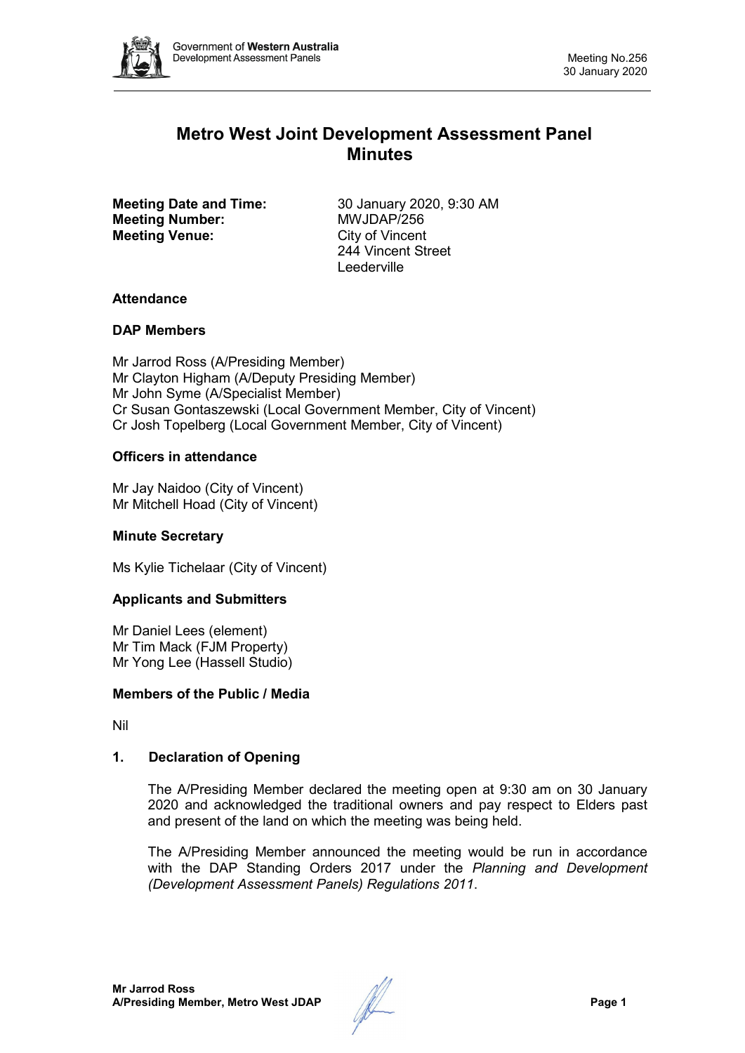# Metro West Joint Development Assessment Panel Minutes

**Meeting Date and Time:** 30 January 2020, 9:30 AM
**Meeting Number:** MWJDAP/256
**Meeting Venue:** City of Vincent
244 Vincent Street
Leederville

## Attendance

### DAP Members

Mr Jarrod Ross (A/Presiding Member)
Mr Clayton Higham (A/Deputy Presiding Member)
Mr John Syme (A/Specialist Member)
Cr Susan Gontaszewski (Local Government Member, City of Vincent)
Cr Josh Topelberg (Local Government Member, City of Vincent)

### Officers in attendance

Mr Jay Naidoo (City of Vincent)
Mr Mitchell Hoad (City of Vincent)

### Minute Secretary

Ms Kylie Tichelaar (City of Vincent)

### Applicants and Submitters

Mr Daniel Lees (element)
Mr Tim Mack (FJM Property)
Mr Yong Lee (Hassell Studio)

### Members of the Public / Media

Nil

## 1. Declaration of Opening

The A/Presiding Member declared the meeting open at 9:30 am on 30 January 2020 and acknowledged the traditional owners and pay respect to Elders past and present of the land on which the meeting was being held.

The A/Presiding Member announced the meeting would be run in accordance with the DAP Standing Orders 2017 under the *Planning and Development (Development Assessment Panels) Regulations 2011*.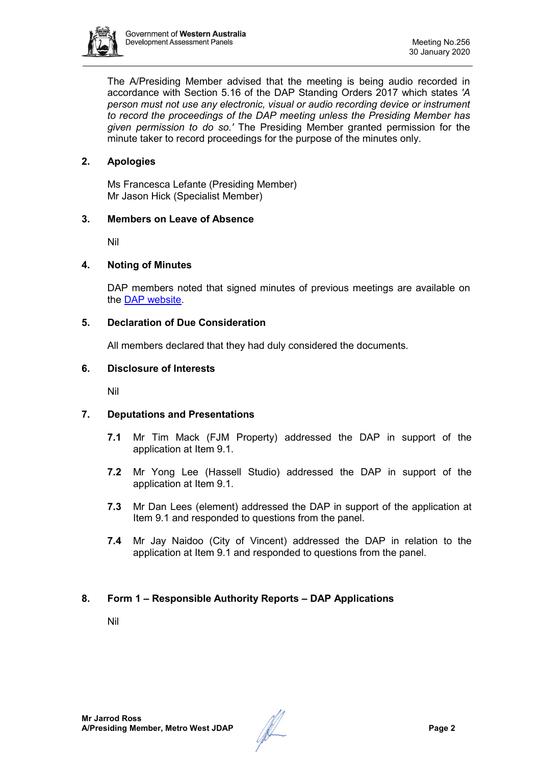The A/Presiding Member advised that the meeting is being audio recorded in accordance with Section 5.16 of the DAP Standing Orders 2017 which states *'A person must not use any electronic, visual or audio recording device or instrument to record the proceedings of the DAP meeting unless the Presiding Member has given permission to do so.'* The Presiding Member granted permission for the minute taker to record proceedings for the purpose of the minutes only.

## 2. Apologies

Ms Francesca Lefante (Presiding Member)
Mr Jason Hick (Specialist Member)

## 3. Members on Leave of Absence

Nil

## 4. Noting of Minutes

DAP members noted that signed minutes of previous meetings are available on the DAP website.

## 5. Declaration of Due Consideration

All members declared that they had duly considered the documents.

## 6. Disclosure of Interests

Nil

## 7. Deputations and Presentations

**7.1** Mr Tim Mack (FJM Property) addressed the DAP in support of the application at Item 9.1.

**7.2** Mr Yong Lee (Hassell Studio) addressed the DAP in support of the application at Item 9.1.

**7.3** Mr Dan Lees (element) addressed the DAP in support of the application at Item 9.1 and responded to questions from the panel.

**7.4** Mr Jay Naidoo (City of Vincent) addressed the DAP in relation to the application at Item 9.1 and responded to questions from the panel.

## 8. Form 1 – Responsible Authority Reports – DAP Applications

Nil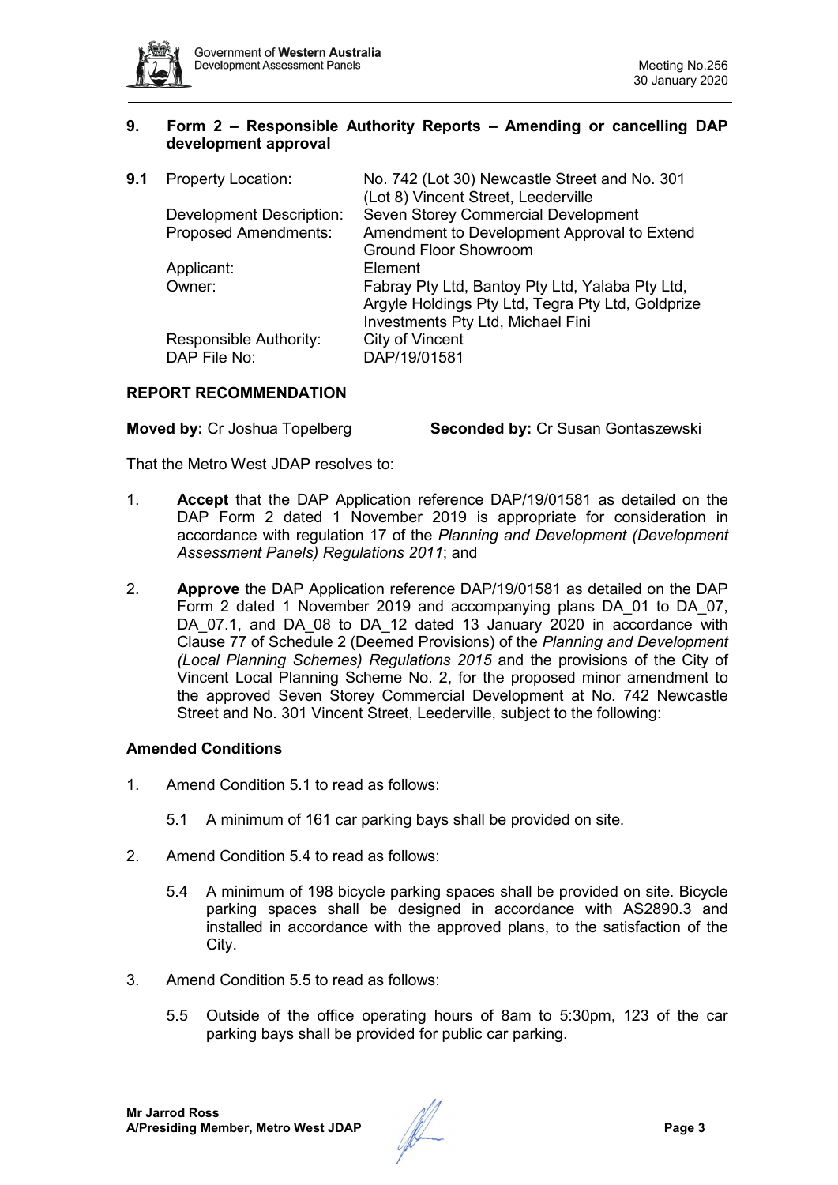## 9. Form 2 – Responsible Authority Reports – Amending or cancelling DAP development approval

**9.1** Property Location: No. 742 (Lot 30) Newcastle Street and No. 301 (Lot 8) Vincent Street, Leederville
Development Description: Seven Storey Commercial Development
Proposed Amendments: Amendment to Development Approval to Extend Ground Floor Showroom
Applicant: Element
Owner: Fabray Pty Ltd, Bantoy Pty Ltd, Yalaba Pty Ltd, Argyle Holdings Pty Ltd, Tegra Pty Ltd, Goldprize Investments Pty Ltd, Michael Fini
Responsible Authority: City of Vincent
DAP File No: DAP/19/01581

### REPORT RECOMMENDATION

**Moved by:** Cr Joshua Topelberg **Seconded by:** Cr Susan Gontaszewski

That the Metro West JDAP resolves to:

1. **Accept** that the DAP Application reference DAP/19/01581 as detailed on the DAP Form 2 dated 1 November 2019 is appropriate for consideration in accordance with regulation 17 of the *Planning and Development (Development Assessment Panels) Regulations 2011*; and

2. **Approve** the DAP Application reference DAP/19/01581 as detailed on the DAP Form 2 dated 1 November 2019 and accompanying plans DA_01 to DA_07, DA_07.1, and DA_08 to DA_12 dated 13 January 2020 in accordance with Clause 77 of Schedule 2 (Deemed Provisions) of the *Planning and Development (Local Planning Schemes) Regulations 2015* and the provisions of the City of Vincent Local Planning Scheme No. 2, for the proposed minor amendment to the approved Seven Storey Commercial Development at No. 742 Newcastle Street and No. 301 Vincent Street, Leederville, subject to the following:

### Amended Conditions

1. Amend Condition 5.1 to read as follows:

   5.1 A minimum of 161 car parking bays shall be provided on site.

2. Amend Condition 5.4 to read as follows:

   5.4 A minimum of 198 bicycle parking spaces shall be provided on site. Bicycle parking spaces shall be designed in accordance with AS2890.3 and installed in accordance with the approved plans, to the satisfaction of the City.

3. Amend Condition 5.5 to read as follows:

   5.5 Outside of the office operating hours of 8am to 5:30pm, 123 of the car parking bays shall be provided for public car parking.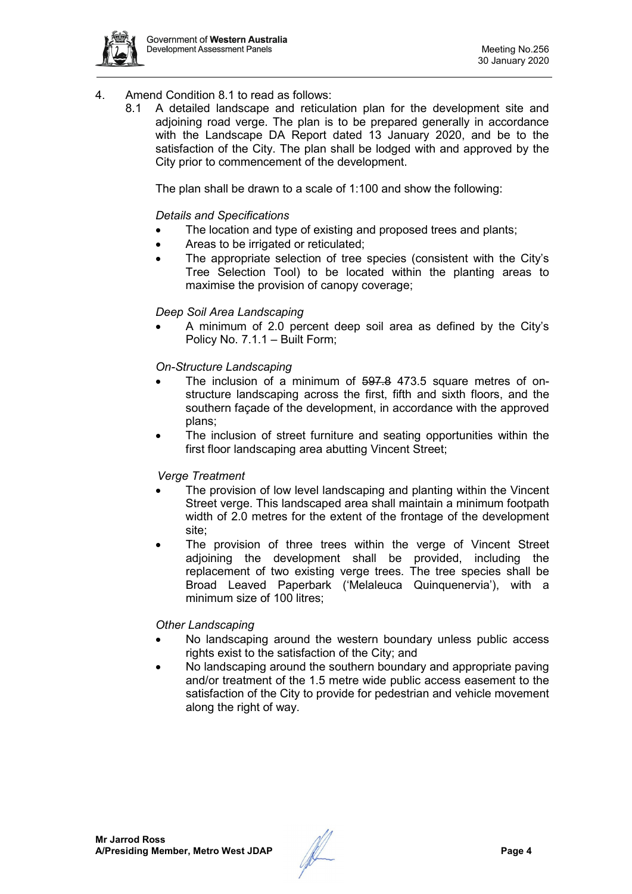4. Amend Condition 8.1 to read as follows:

   8.1 A detailed landscape and reticulation plan for the development site and adjoining road verge. The plan is to be prepared generally in accordance with the Landscape DA Report dated 13 January 2020, and be to the satisfaction of the City. The plan shall be lodged with and approved by the City prior to commencement of the development.

   The plan shall be drawn to a scale of 1:100 and show the following:

   *Details and Specifications*

   - The location and type of existing and proposed trees and plants;
   - Areas to be irrigated or reticulated;
   - The appropriate selection of tree species (consistent with the City's Tree Selection Tool) to be located within the planting areas to maximise the provision of canopy coverage;

   *Deep Soil Area Landscaping*

   - A minimum of 2.0 percent deep soil area as defined by the City's Policy No. 7.1.1 – Built Form;

   *On-Structure Landscaping*

   - The inclusion of a minimum of ~~597.8~~ 473.5 square metres of on-structure landscaping across the first, fifth and sixth floors, and the southern façade of the development, in accordance with the approved plans;
   - The inclusion of street furniture and seating opportunities within the first floor landscaping area abutting Vincent Street;

   *Verge Treatment*

   - The provision of low level landscaping and planting within the Vincent Street verge. This landscaped area shall maintain a minimum footpath width of 2.0 metres for the extent of the frontage of the development site;
   - The provision of three trees within the verge of Vincent Street adjoining the development shall be provided, including the replacement of two existing verge trees. The tree species shall be Broad Leaved Paperbark ('Melaleuca Quinquenervia'), with a minimum size of 100 litres;

   *Other Landscaping*

   - No landscaping around the western boundary unless public access rights exist to the satisfaction of the City; and
   - No landscaping around the southern boundary and appropriate paving and/or treatment of the 1.5 metre wide public access easement to the satisfaction of the City to provide for pedestrian and vehicle movement along the right of way.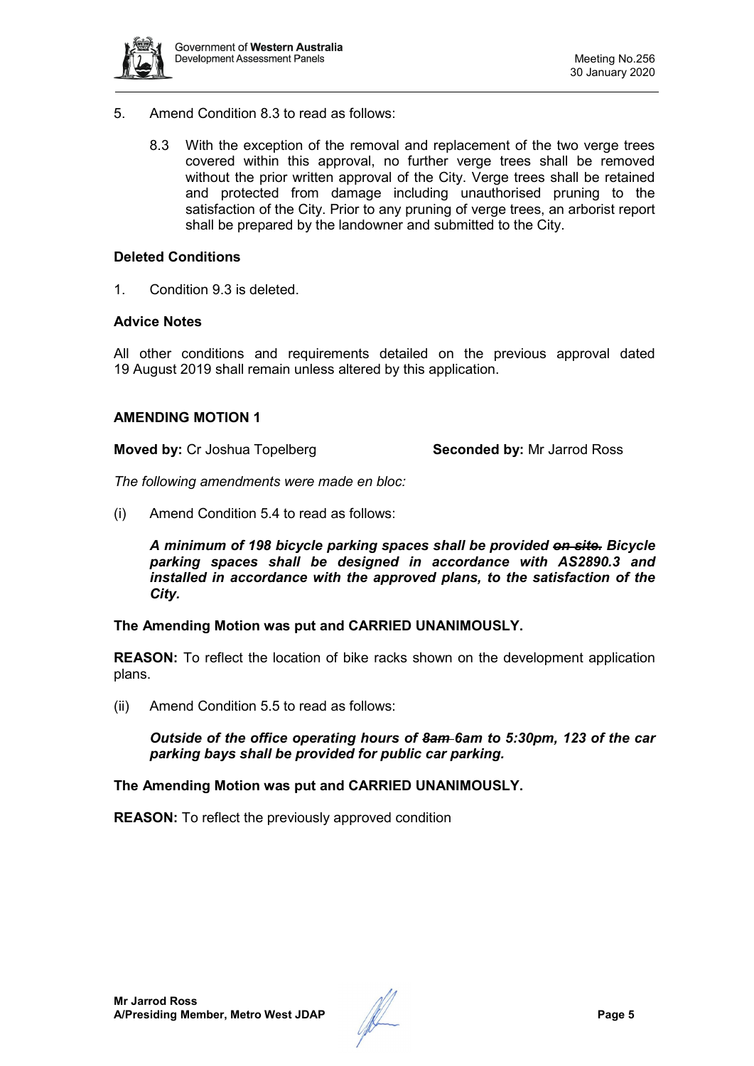5. Amend Condition 8.3 to read as follows:

   8.3 With the exception of the removal and replacement of the two verge trees covered within this approval, no further verge trees shall be removed without the prior written approval of the City. Verge trees shall be retained and protected from damage including unauthorised pruning to the satisfaction of the City. Prior to any pruning of verge trees, an arborist report shall be prepared by the landowner and submitted to the City.

**Deleted Conditions**

1. Condition 9.3 is deleted.

**Advice Notes**

All other conditions and requirements detailed on the previous approval dated 19 August 2019 shall remain unless altered by this application.

**AMENDING MOTION 1**

**Moved by:** Cr Joshua Topelberg **Seconded by:** Mr Jarrod Ross

*The following amendments were made en bloc:*

(i) Amend Condition 5.4 to read as follows:

***A minimum of 198 bicycle parking spaces shall be provided ~~on site.~~ Bicycle parking spaces shall be designed in accordance with AS2890.3 and installed in accordance with the approved plans, to the satisfaction of the City.***

**The Amending Motion was put and CARRIED UNANIMOUSLY.**

**REASON:** To reflect the location of bike racks shown on the development application plans.

(ii) Amend Condition 5.5 to read as follows:

***Outside of the office operating hours of ~~8am~~ 6am to 5:30pm, 123 of the car parking bays shall be provided for public car parking.***

**The Amending Motion was put and CARRIED UNANIMOUSLY.**

**REASON:** To reflect the previously approved condition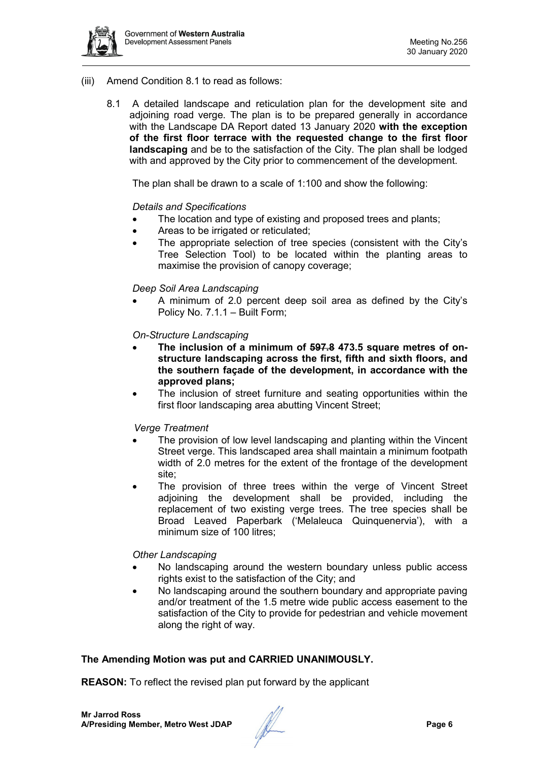(iii) Amend Condition 8.1 to read as follows:

8.1 A detailed landscape and reticulation plan for the development site and adjoining road verge. The plan is to be prepared generally in accordance with the Landscape DA Report dated 13 January 2020 **with the exception of the first floor terrace with the requested change to the first floor landscaping** and be to the satisfaction of the City. The plan shall be lodged with and approved by the City prior to commencement of the development.

The plan shall be drawn to a scale of 1:100 and show the following:

*Details and Specifications*

- The location and type of existing and proposed trees and plants;
- Areas to be irrigated or reticulated;
- The appropriate selection of tree species (consistent with the City's Tree Selection Tool) to be located within the planting areas to maximise the provision of canopy coverage;

*Deep Soil Area Landscaping*

- A minimum of 2.0 percent deep soil area as defined by the City's Policy No. 7.1.1 – Built Form;

*On-Structure Landscaping*

- **The inclusion of a minimum of ~~597.8~~ 473.5 square metres of on-structure landscaping across the first, fifth and sixth floors, and the southern façade of the development, in accordance with the approved plans;**
- The inclusion of street furniture and seating opportunities within the first floor landscaping area abutting Vincent Street;

*Verge Treatment*

- The provision of low level landscaping and planting within the Vincent Street verge. This landscaped area shall maintain a minimum footpath width of 2.0 metres for the extent of the frontage of the development site;
- The provision of three trees within the verge of Vincent Street adjoining the development shall be provided, including the replacement of two existing verge trees. The tree species shall be Broad Leaved Paperbark ('Melaleuca Quinquenervia'), with a minimum size of 100 litres;

*Other Landscaping*

- No landscaping around the western boundary unless public access rights exist to the satisfaction of the City; and
- No landscaping around the southern boundary and appropriate paving and/or treatment of the 1.5 metre wide public access easement to the satisfaction of the City to provide for pedestrian and vehicle movement along the right of way.

**The Amending Motion was put and CARRIED UNANIMOUSLY.**

**REASON:** To reflect the revised plan put forward by the applicant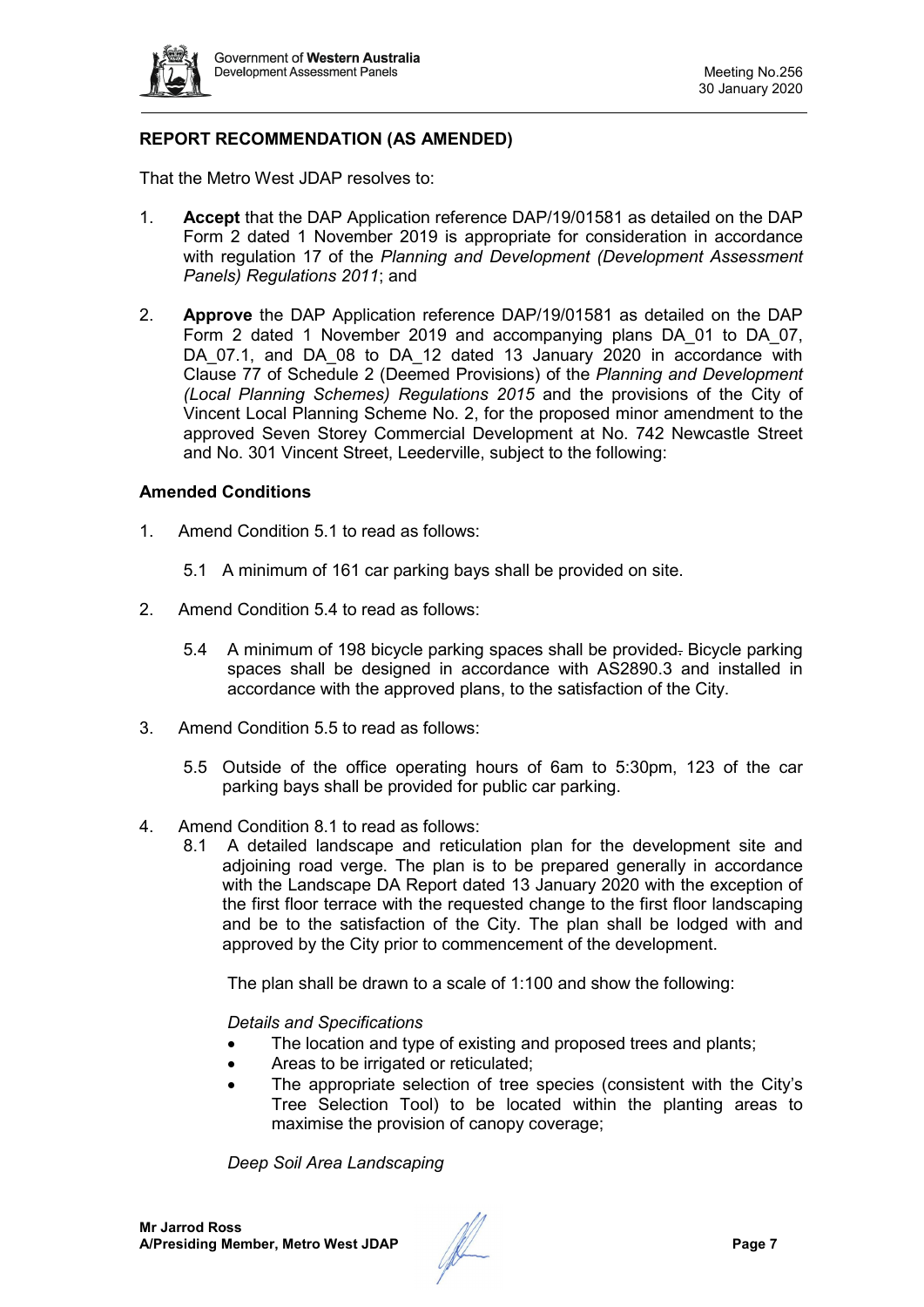## REPORT RECOMMENDATION (AS AMENDED)

That the Metro West JDAP resolves to:

1. **Accept** that the DAP Application reference DAP/19/01581 as detailed on the DAP Form 2 dated 1 November 2019 is appropriate for consideration in accordance with regulation 17 of the *Planning and Development (Development Assessment Panels) Regulations 2011*; and

2. **Approve** the DAP Application reference DAP/19/01581 as detailed on the DAP Form 2 dated 1 November 2019 and accompanying plans DA_01 to DA_07, DA_07.1, and DA_08 to DA_12 dated 13 January 2020 in accordance with Clause 77 of Schedule 2 (Deemed Provisions) of the *Planning and Development (Local Planning Schemes) Regulations 2015* and the provisions of the City of Vincent Local Planning Scheme No. 2, for the proposed minor amendment to the approved Seven Storey Commercial Development at No. 742 Newcastle Street and No. 301 Vincent Street, Leederville, subject to the following:

### Amended Conditions

1. Amend Condition 5.1 to read as follows:

   5.1 A minimum of 161 car parking bays shall be provided on site.

2. Amend Condition 5.4 to read as follows:

   5.4 A minimum of 198 bicycle parking spaces shall be provided~~.~~ Bicycle parking spaces shall be designed in accordance with AS2890.3 and installed in accordance with the approved plans, to the satisfaction of the City.

3. Amend Condition 5.5 to read as follows:

   5.5 Outside of the office operating hours of 6am to 5:30pm, 123 of the car parking bays shall be provided for public car parking.

4. Amend Condition 8.1 to read as follows:

   8.1 A detailed landscape and reticulation plan for the development site and adjoining road verge. The plan is to be prepared generally in accordance with the Landscape DA Report dated 13 January 2020 with the exception of the first floor terrace with the requested change to the first floor landscaping and be to the satisfaction of the City. The plan shall be lodged with and approved by the City prior to commencement of the development.

   The plan shall be drawn to a scale of 1:100 and show the following:

   *Details and Specifications*

   - The location and type of existing and proposed trees and plants;
   - Areas to be irrigated or reticulated;
   - The appropriate selection of tree species (consistent with the City's Tree Selection Tool) to be located within the planting areas to maximise the provision of canopy coverage;

   *Deep Soil Area Landscaping*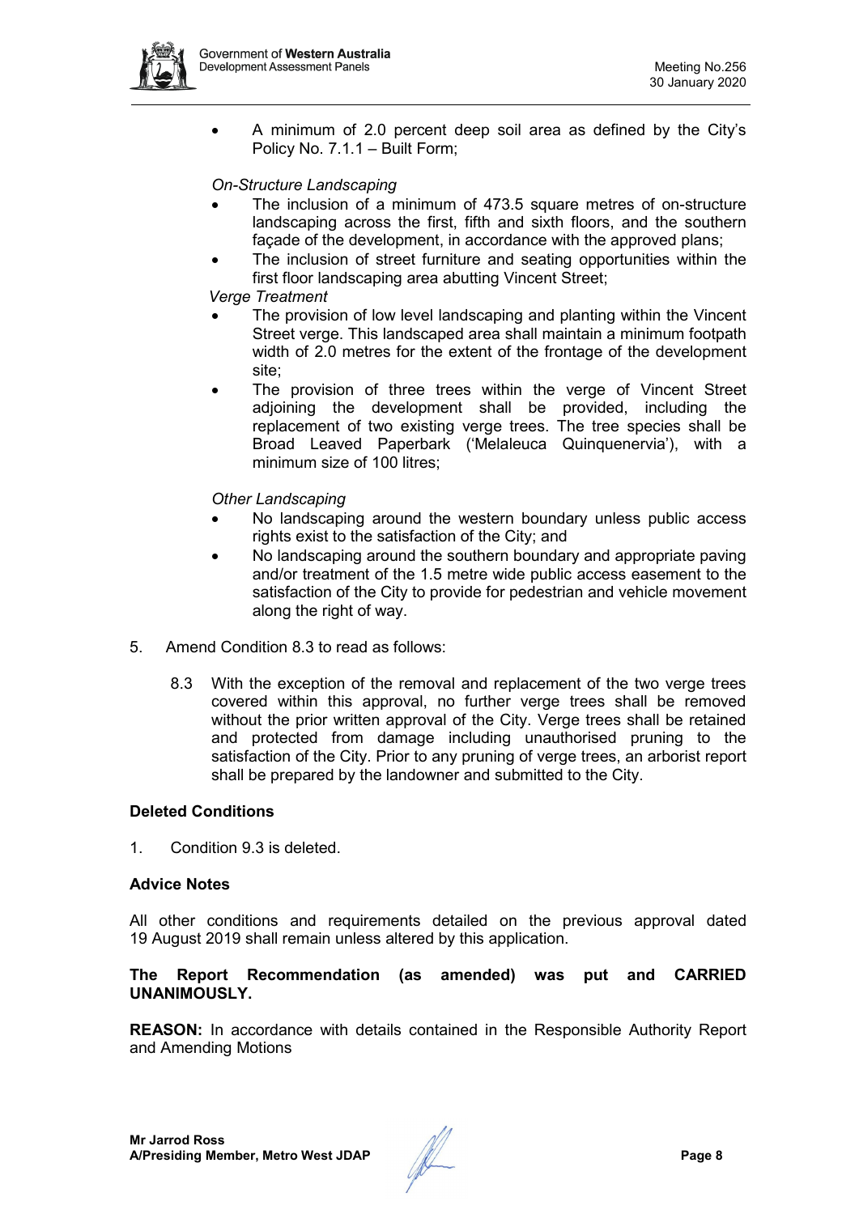- A minimum of 2.0 percent deep soil area as defined by the City's Policy No. 7.1.1 – Built Form;

*On-Structure Landscaping*

- The inclusion of a minimum of 473.5 square metres of on-structure landscaping across the first, fifth and sixth floors, and the southern façade of the development, in accordance with the approved plans;
- The inclusion of street furniture and seating opportunities within the first floor landscaping area abutting Vincent Street;

*Verge Treatment*

- The provision of low level landscaping and planting within the Vincent Street verge. This landscaped area shall maintain a minimum footpath width of 2.0 metres for the extent of the frontage of the development site;
- The provision of three trees within the verge of Vincent Street adjoining the development shall be provided, including the replacement of two existing verge trees. The tree species shall be Broad Leaved Paperbark ('Melaleuca Quinquenervia'), with a minimum size of 100 litres;

*Other Landscaping*

- No landscaping around the western boundary unless public access rights exist to the satisfaction of the City; and
- No landscaping around the southern boundary and appropriate paving and/or treatment of the 1.5 metre wide public access easement to the satisfaction of the City to provide for pedestrian and vehicle movement along the right of way.

5. Amend Condition 8.3 to read as follows:

   8.3 With the exception of the removal and replacement of the two verge trees covered within this approval, no further verge trees shall be removed without the prior written approval of the City. Verge trees shall be retained and protected from damage including unauthorised pruning to the satisfaction of the City. Prior to any pruning of verge trees, an arborist report shall be prepared by the landowner and submitted to the City.

**Deleted Conditions**

1. Condition 9.3 is deleted.

**Advice Notes**

All other conditions and requirements detailed on the previous approval dated 19 August 2019 shall remain unless altered by this application.

**The Report Recommendation (as amended) was put and CARRIED UNANIMOUSLY.**

**REASON:** In accordance with details contained in the Responsible Authority Report and Amending Motions

**Mr Jarrod Ross**
**A/Presiding Member, Metro West JDAP**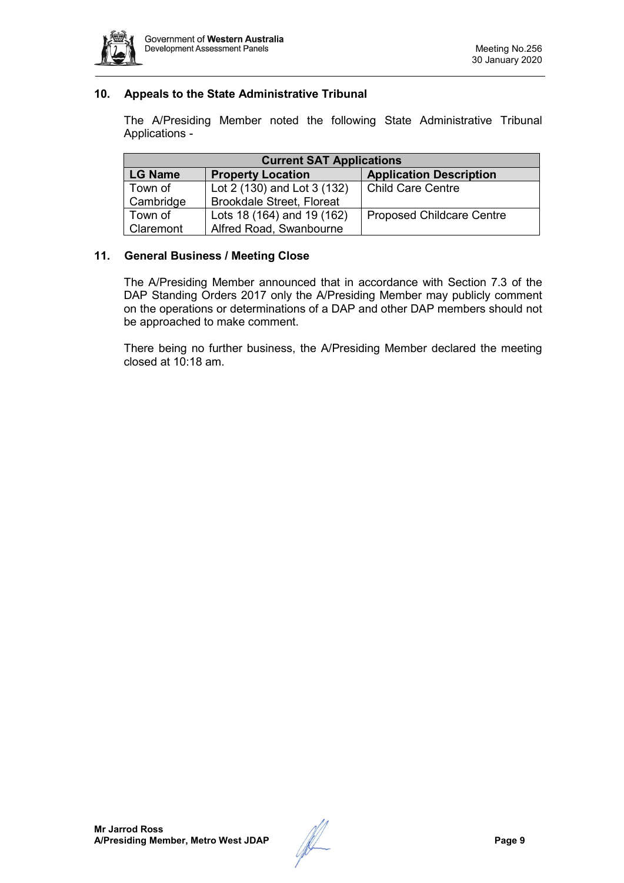## 10. Appeals to the State Administrative Tribunal

The A/Presiding Member noted the following State Administrative Tribunal Applications -

| Current SAT Applications | | |
|---|---|---|
| **LG Name** | **Property Location** | **Application Description** |
| Town of Cambridge | Lot 2 (130) and Lot 3 (132) Brookdale Street, Floreat | Child Care Centre |
| Town of Claremont | Lots 18 (164) and 19 (162) Alfred Road, Swanbourne | Proposed Childcare Centre |

## 11. General Business / Meeting Close

The A/Presiding Member announced that in accordance with Section 7.3 of the DAP Standing Orders 2017 only the A/Presiding Member may publicly comment on the operations or determinations of a DAP and other DAP members should not be approached to make comment.

There being no further business, the A/Presiding Member declared the meeting closed at 10:18 am.

**Mr Jarrod Ross**
**A/Presiding Member, Metro West JDAP**